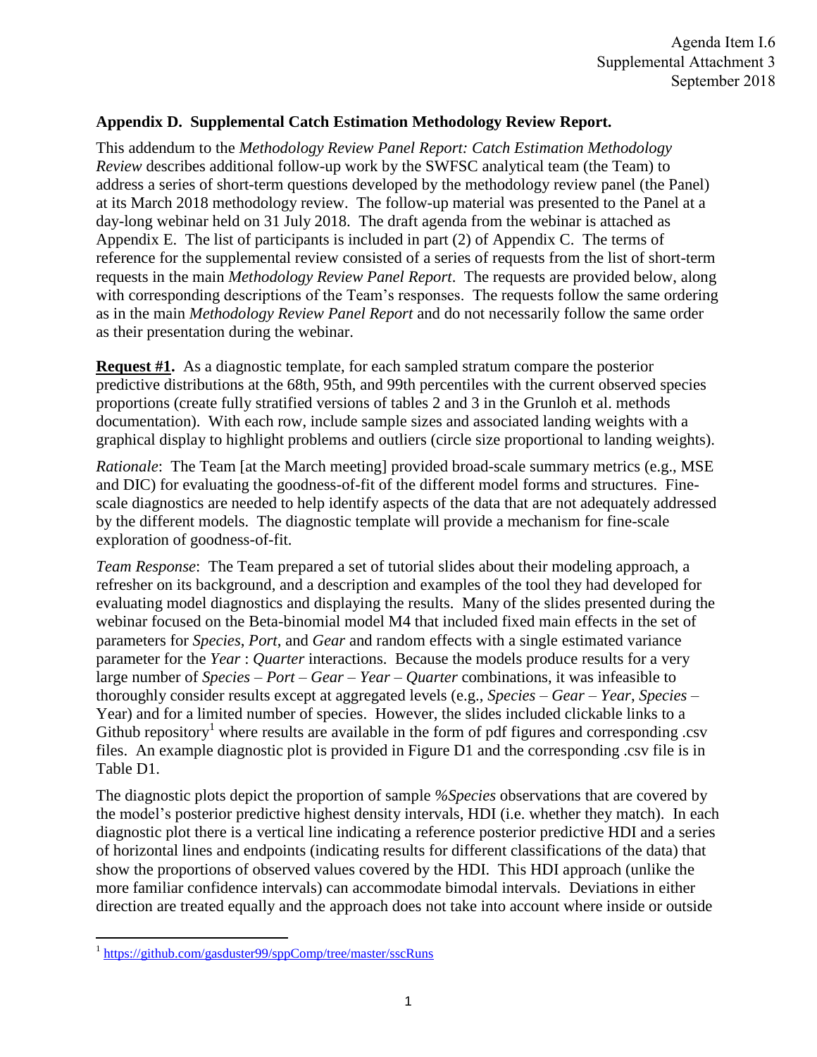Agenda Item I.6
Supplemental Attachment 3
September 2018

## Appendix D. Supplemental Catch Estimation Methodology Review Report.

This addendum to the *Methodology Review Panel Report: Catch Estimation Methodology Review* describes additional follow-up work by the SWFSC analytical team (the Team) to address a series of short-term questions developed by the methodology review panel (the Panel) at its March 2018 methodology review. The follow-up material was presented to the Panel at a day-long webinar held on 31 July 2018. The draft agenda from the webinar is attached as Appendix E. The list of participants is included in part (2) of Appendix C. The terms of reference for the supplemental review consisted of a series of requests from the list of short-term requests in the main *Methodology Review Panel Report*. The requests are provided below, along with corresponding descriptions of the Team's responses. The requests follow the same ordering as in the main *Methodology Review Panel Report* and do not necessarily follow the same order as their presentation during the webinar.

**Request #1.** As a diagnostic template, for each sampled stratum compare the posterior predictive distributions at the 68th, 95th, and 99th percentiles with the current observed species proportions (create fully stratified versions of tables 2 and 3 in the Grunloh et al. methods documentation). With each row, include sample sizes and associated landing weights with a graphical display to highlight problems and outliers (circle size proportional to landing weights).

*Rationale*: The Team [at the March meeting] provided broad-scale summary metrics (e.g., MSE and DIC) for evaluating the goodness-of-fit of the different model forms and structures. Fine-scale diagnostics are needed to help identify aspects of the data that are not adequately addressed by the different models. The diagnostic template will provide a mechanism for fine-scale exploration of goodness-of-fit.

*Team Response*: The Team prepared a set of tutorial slides about their modeling approach, a refresher on its background, and a description and examples of the tool they had developed for evaluating model diagnostics and displaying the results. Many of the slides presented during the webinar focused on the Beta-binomial model M4 that included fixed main effects in the set of parameters for *Species*, *Port*, and *Gear* and random effects with a single estimated variance parameter for the *Year* : *Quarter* interactions. Because the models produce results for a very large number of *Species* – *Port* – *Gear* – *Year* – *Quarter* combinations, it was infeasible to thoroughly consider results except at aggregated levels (e.g., *Species* – *Gear* – *Year*, *Species* – Year) and for a limited number of species. However, the slides included clickable links to a Github repository[1] where results are available in the form of pdf figures and corresponding .csv files. An example diagnostic plot is provided in Figure D1 and the corresponding .csv file is in Table D1.

The diagnostic plots depict the proportion of sample *%Species* observations that are covered by the model's posterior predictive highest density intervals, HDI (i.e. whether they match). In each diagnostic plot there is a vertical line indicating a reference posterior predictive HDI and a series of horizontal lines and endpoints (indicating results for different classifications of the data) that show the proportions of observed values covered by the HDI. This HDI approach (unlike the more familiar confidence intervals) can accommodate bimodal intervals. Deviations in either direction are treated equally and the approach does not take into account where inside or outside

[1] https://github.com/gasduster99/sppComp/tree/master/sscRuns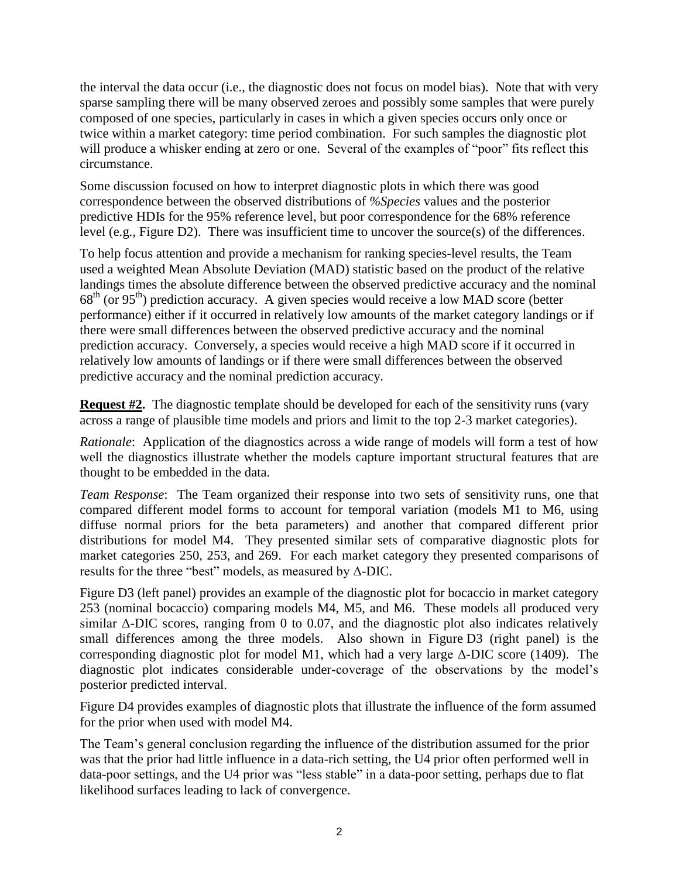the interval the data occur (i.e., the diagnostic does not focus on model bias). Note that with very sparse sampling there will be many observed zeroes and possibly some samples that were purely composed of one species, particularly in cases in which a given species occurs only once or twice within a market category: time period combination. For such samples the diagnostic plot will produce a whisker ending at zero or one. Several of the examples of "poor" fits reflect this circumstance.

Some discussion focused on how to interpret diagnostic plots in which there was good correspondence between the observed distributions of *%Species* values and the posterior predictive HDIs for the 95% reference level, but poor correspondence for the 68% reference level (e.g., Figure D2). There was insufficient time to uncover the source(s) of the differences.

To help focus attention and provide a mechanism for ranking species-level results, the Team used a weighted Mean Absolute Deviation (MAD) statistic based on the product of the relative landings times the absolute difference between the observed predictive accuracy and the nominal $68^{th}$ (or $95^{th}$) prediction accuracy. A given species would receive a low MAD score (better performance) either if it occurred in relatively low amounts of the market category landings or if there were small differences between the observed predictive accuracy and the nominal prediction accuracy. Conversely, a species would receive a high MAD score if it occurred in relatively low amounts of landings or if there were small differences between the observed predictive accuracy and the nominal prediction accuracy.

**Request #2.** The diagnostic template should be developed for each of the sensitivity runs (vary across a range of plausible time models and priors and limit to the top 2-3 market categories).

*Rationale*: Application of the diagnostics across a wide range of models will form a test of how well the diagnostics illustrate whether the models capture important structural features that are thought to be embedded in the data.

*Team Response*: The Team organized their response into two sets of sensitivity runs, one that compared different model forms to account for temporal variation (models M1 to M6, using diffuse normal priors for the beta parameters) and another that compared different prior distributions for model M4. They presented similar sets of comparative diagnostic plots for market categories 250, 253, and 269. For each market category they presented comparisons of results for the three "best" models, as measured by Δ-DIC.

Figure D3 (left panel) provides an example of the diagnostic plot for bocaccio in market category 253 (nominal bocaccio) comparing models M4, M5, and M6. These models all produced very similar Δ-DIC scores, ranging from 0 to 0.07, and the diagnostic plot also indicates relatively small differences among the three models. Also shown in Figure D3 (right panel) is the corresponding diagnostic plot for model M1, which had a very large Δ-DIC score (1409). The diagnostic plot indicates considerable under-coverage of the observations by the model's posterior predicted interval.

Figure D4 provides examples of diagnostic plots that illustrate the influence of the form assumed for the prior when used with model M4.

The Team's general conclusion regarding the influence of the distribution assumed for the prior was that the prior had little influence in a data-rich setting, the U4 prior often performed well in data-poor settings, and the U4 prior was "less stable" in a data-poor setting, perhaps due to flat likelihood surfaces leading to lack of convergence.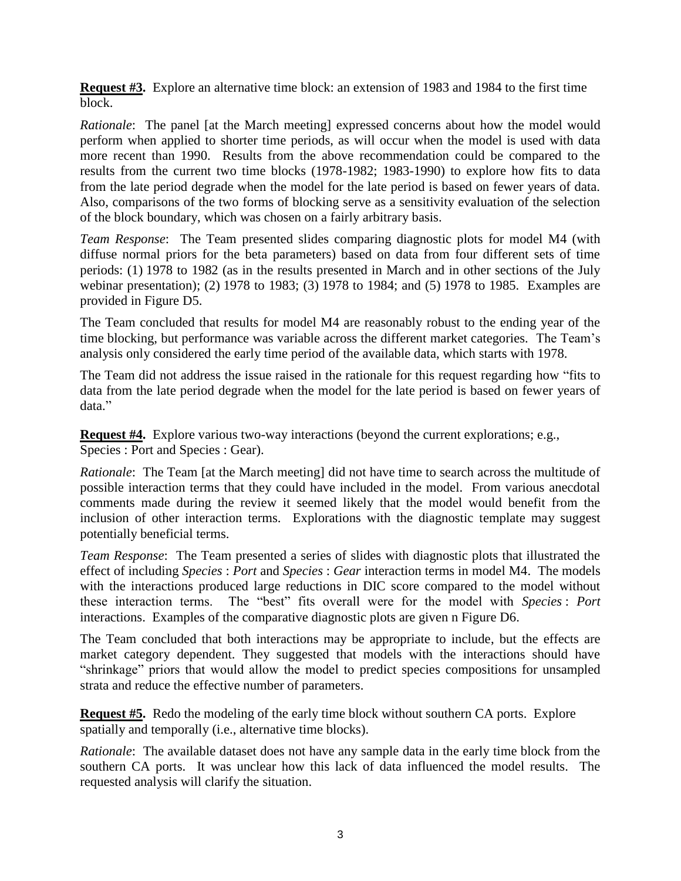**Request #3.** Explore an alternative time block: an extension of 1983 and 1984 to the first time block.

*Rationale*: The panel [at the March meeting] expressed concerns about how the model would perform when applied to shorter time periods, as will occur when the model is used with data more recent than 1990. Results from the above recommendation could be compared to the results from the current two time blocks (1978-1982; 1983-1990) to explore how fits to data from the late period degrade when the model for the late period is based on fewer years of data. Also, comparisons of the two forms of blocking serve as a sensitivity evaluation of the selection of the block boundary, which was chosen on a fairly arbitrary basis.

*Team Response*: The Team presented slides comparing diagnostic plots for model M4 (with diffuse normal priors for the beta parameters) based on data from four different sets of time periods: (1) 1978 to 1982 (as in the results presented in March and in other sections of the July webinar presentation); (2) 1978 to 1983; (3) 1978 to 1984; and (5) 1978 to 1985. Examples are provided in Figure D5.

The Team concluded that results for model M4 are reasonably robust to the ending year of the time blocking, but performance was variable across the different market categories. The Team's analysis only considered the early time period of the available data, which starts with 1978.

The Team did not address the issue raised in the rationale for this request regarding how "fits to data from the late period degrade when the model for the late period is based on fewer years of data."

**Request #4.** Explore various two-way interactions (beyond the current explorations; e.g., Species : Port and Species : Gear).

*Rationale*: The Team [at the March meeting] did not have time to search across the multitude of possible interaction terms that they could have included in the model. From various anecdotal comments made during the review it seemed likely that the model would benefit from the inclusion of other interaction terms. Explorations with the diagnostic template may suggest potentially beneficial terms.

*Team Response*: The Team presented a series of slides with diagnostic plots that illustrated the effect of including *Species* : *Port* and *Species* : *Gear* interaction terms in model M4. The models with the interactions produced large reductions in DIC score compared to the model without these interaction terms. The "best" fits overall were for the model with *Species* : *Port* interactions. Examples of the comparative diagnostic plots are given n Figure D6.

The Team concluded that both interactions may be appropriate to include, but the effects are market category dependent. They suggested that models with the interactions should have "shrinkage" priors that would allow the model to predict species compositions for unsampled strata and reduce the effective number of parameters.

**Request #5.** Redo the modeling of the early time block without southern CA ports. Explore spatially and temporally (i.e., alternative time blocks).

*Rationale*: The available dataset does not have any sample data in the early time block from the southern CA ports. It was unclear how this lack of data influenced the model results. The requested analysis will clarify the situation.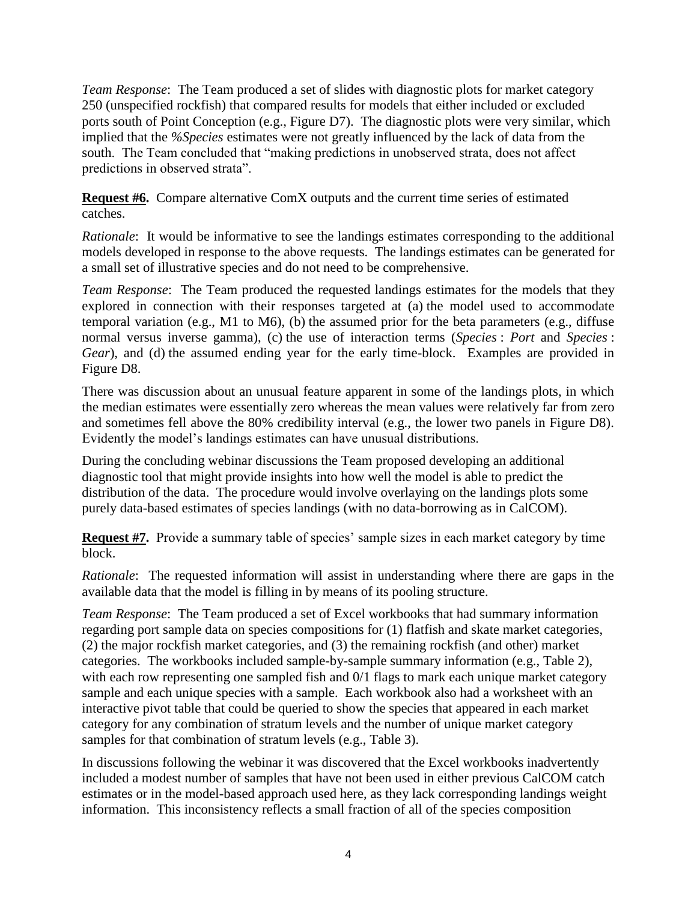*Team Response*: The Team produced a set of slides with diagnostic plots for market category 250 (unspecified rockfish) that compared results for models that either included or excluded ports south of Point Conception (e.g., Figure D7). The diagnostic plots were very similar, which implied that the *%Species* estimates were not greatly influenced by the lack of data from the south. The Team concluded that "making predictions in unobserved strata, does not affect predictions in observed strata".

**Request #6.** Compare alternative ComX outputs and the current time series of estimated catches.

*Rationale*: It would be informative to see the landings estimates corresponding to the additional models developed in response to the above requests. The landings estimates can be generated for a small set of illustrative species and do not need to be comprehensive.

*Team Response*: The Team produced the requested landings estimates for the models that they explored in connection with their responses targeted at (a) the model used to accommodate temporal variation (e.g., M1 to M6), (b) the assumed prior for the beta parameters (e.g., diffuse normal versus inverse gamma), (c) the use of interaction terms (*Species* : *Port* and *Species* : *Gear*), and (d) the assumed ending year for the early time-block. Examples are provided in Figure D8.

There was discussion about an unusual feature apparent in some of the landings plots, in which the median estimates were essentially zero whereas the mean values were relatively far from zero and sometimes fell above the 80% credibility interval (e.g., the lower two panels in Figure D8). Evidently the model's landings estimates can have unusual distributions.

During the concluding webinar discussions the Team proposed developing an additional diagnostic tool that might provide insights into how well the model is able to predict the distribution of the data. The procedure would involve overlaying on the landings plots some purely data-based estimates of species landings (with no data-borrowing as in CalCOM).

**Request #7.** Provide a summary table of species' sample sizes in each market category by time block.

*Rationale*: The requested information will assist in understanding where there are gaps in the available data that the model is filling in by means of its pooling structure.

*Team Response*: The Team produced a set of Excel workbooks that had summary information regarding port sample data on species compositions for (1) flatfish and skate market categories, (2) the major rockfish market categories, and (3) the remaining rockfish (and other) market categories. The workbooks included sample-by-sample summary information (e.g., Table 2), with each row representing one sampled fish and 0/1 flags to mark each unique market category sample and each unique species with a sample. Each workbook also had a worksheet with an interactive pivot table that could be queried to show the species that appeared in each market category for any combination of stratum levels and the number of unique market category samples for that combination of stratum levels (e.g., Table 3).

In discussions following the webinar it was discovered that the Excel workbooks inadvertently included a modest number of samples that have not been used in either previous CalCOM catch estimates or in the model-based approach used here, as they lack corresponding landings weight information. This inconsistency reflects a small fraction of all of the species composition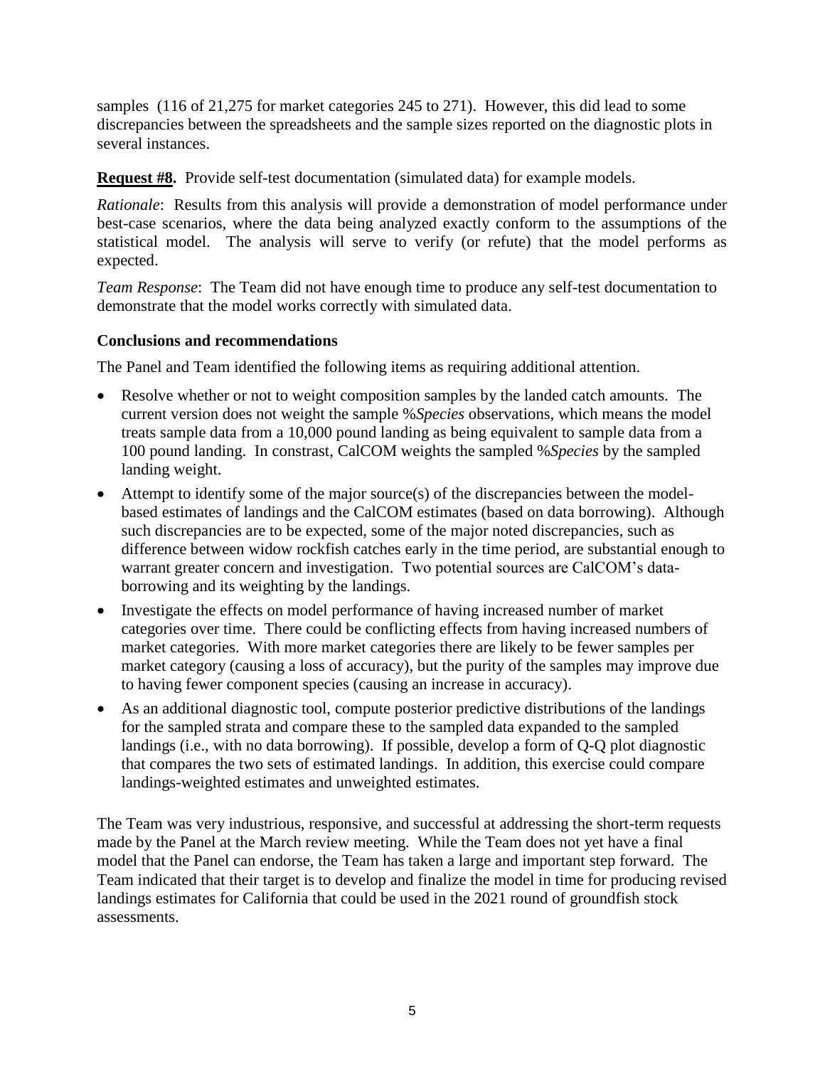samples (116 of 21,275 for market categories 245 to 271). However, this did lead to some discrepancies between the spreadsheets and the sample sizes reported on the diagnostic plots in several instances.

**Request #8.** Provide self-test documentation (simulated data) for example models.

*Rationale*: Results from this analysis will provide a demonstration of model performance under best-case scenarios, where the data being analyzed exactly conform to the assumptions of the statistical model. The analysis will serve to verify (or refute) that the model performs as expected.

*Team Response*: The Team did not have enough time to produce any self-test documentation to demonstrate that the model works correctly with simulated data.

### Conclusions and recommendations

The Panel and Team identified the following items as requiring additional attention.

- Resolve whether or not to weight composition samples by the landed catch amounts. The current version does not weight the sample %*Species* observations, which means the model treats sample data from a 10,000 pound landing as being equivalent to sample data from a 100 pound landing. In constrast, CalCOM weights the sampled %*Species* by the sampled landing weight.
- Attempt to identify some of the major source(s) of the discrepancies between the model-based estimates of landings and the CalCOM estimates (based on data borrowing). Although such discrepancies are to be expected, some of the major noted discrepancies, such as difference between widow rockfish catches early in the time period, are substantial enough to warrant greater concern and investigation. Two potential sources are CalCOM's data-borrowing and its weighting by the landings.
- Investigate the effects on model performance of having increased number of market categories over time. There could be conflicting effects from having increased numbers of market categories. With more market categories there are likely to be fewer samples per market category (causing a loss of accuracy), but the purity of the samples may improve due to having fewer component species (causing an increase in accuracy).
- As an additional diagnostic tool, compute posterior predictive distributions of the landings for the sampled strata and compare these to the sampled data expanded to the sampled landings (i.e., with no data borrowing). If possible, develop a form of Q-Q plot diagnostic that compares the two sets of estimated landings. In addition, this exercise could compare landings-weighted estimates and unweighted estimates.

The Team was very industrious, responsive, and successful at addressing the short-term requests made by the Panel at the March review meeting. While the Team does not yet have a final model that the Panel can endorse, the Team has taken a large and important step forward. The Team indicated that their target is to develop and finalize the model in time for producing revised landings estimates for California that could be used in the 2021 round of groundfish stock assessments.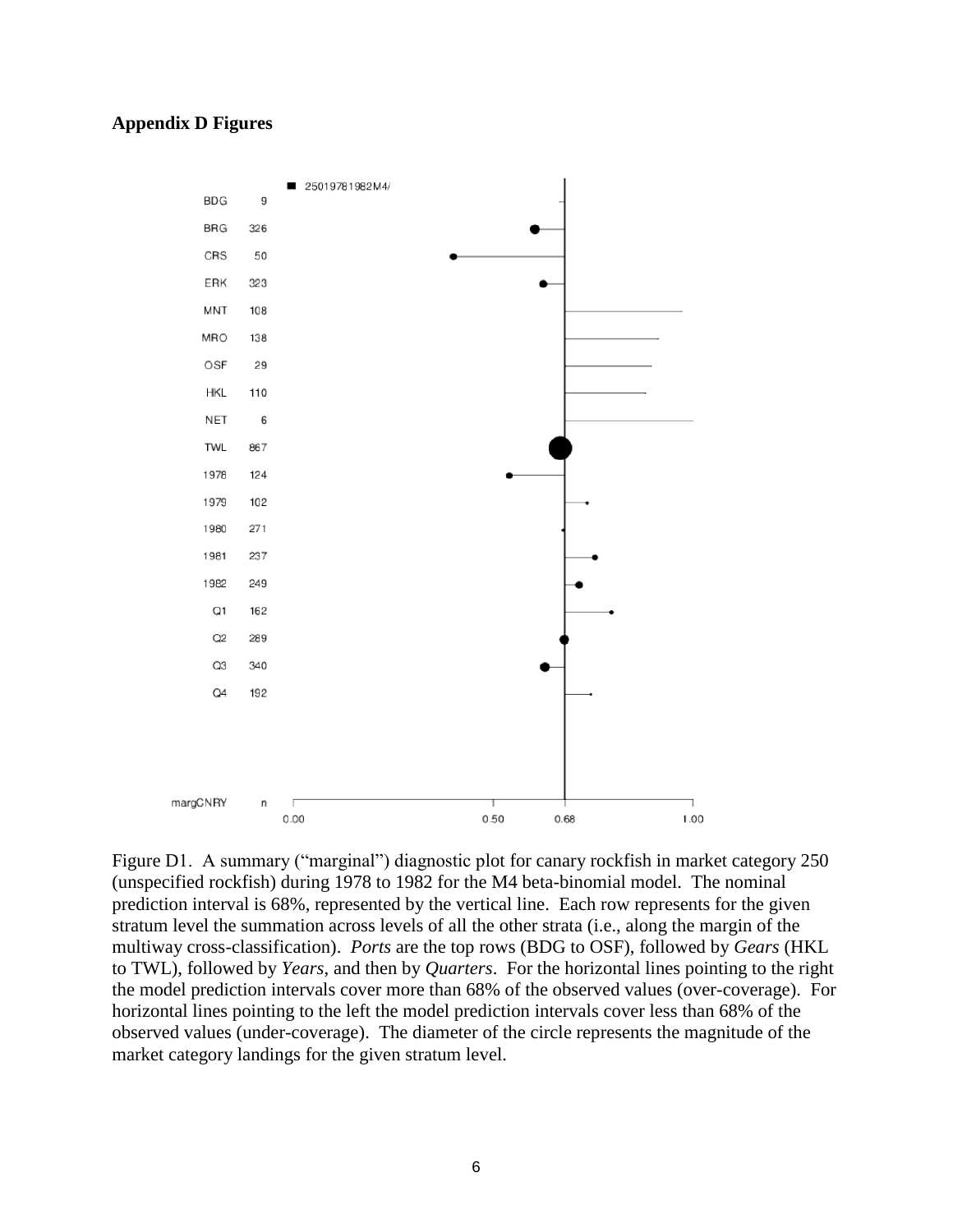**Appendix D Figures**

Figure D1. A summary ("marginal") diagnostic plot for canary rockfish in market category 250 (unspecified rockfish) during 1978 to 1982 for the M4 beta-binomial model. The nominal prediction interval is 68%, represented by the vertical line. Each row represents for the given stratum level the summation across levels of all the other strata (i.e., along the margin of the multiway cross-classification). *Ports* are the top rows (BDG to OSF), followed by *Gears* (HKL to TWL), followed by *Years*, and then by *Quarters*. For the horizontal lines pointing to the right the model prediction intervals cover more than 68% of the observed values (over-coverage). For horizontal lines pointing to the left the model prediction intervals cover less than 68% of the observed values (under-coverage). The diameter of the circle represents the magnitude of the market category landings for the given stratum level.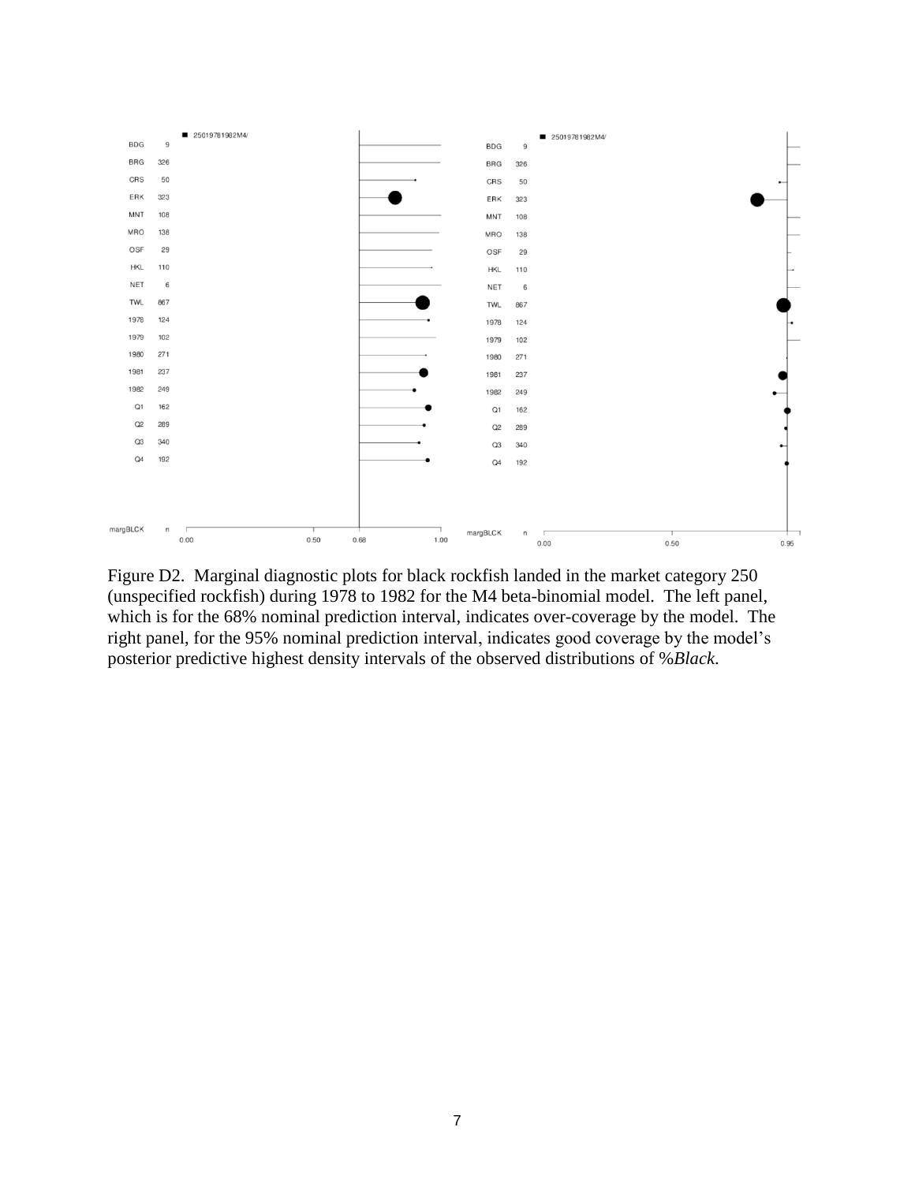Figure D2. Marginal diagnostic plots for black rockfish landed in the market category 250 (unspecified rockfish) during 1978 to 1982 for the M4 beta-binomial model. The left panel, which is for the 68% nominal prediction interval, indicates over-coverage by the model. The right panel, for the 95% nominal prediction interval, indicates good coverage by the model's posterior predictive highest density intervals of the observed distributions of %*Black*.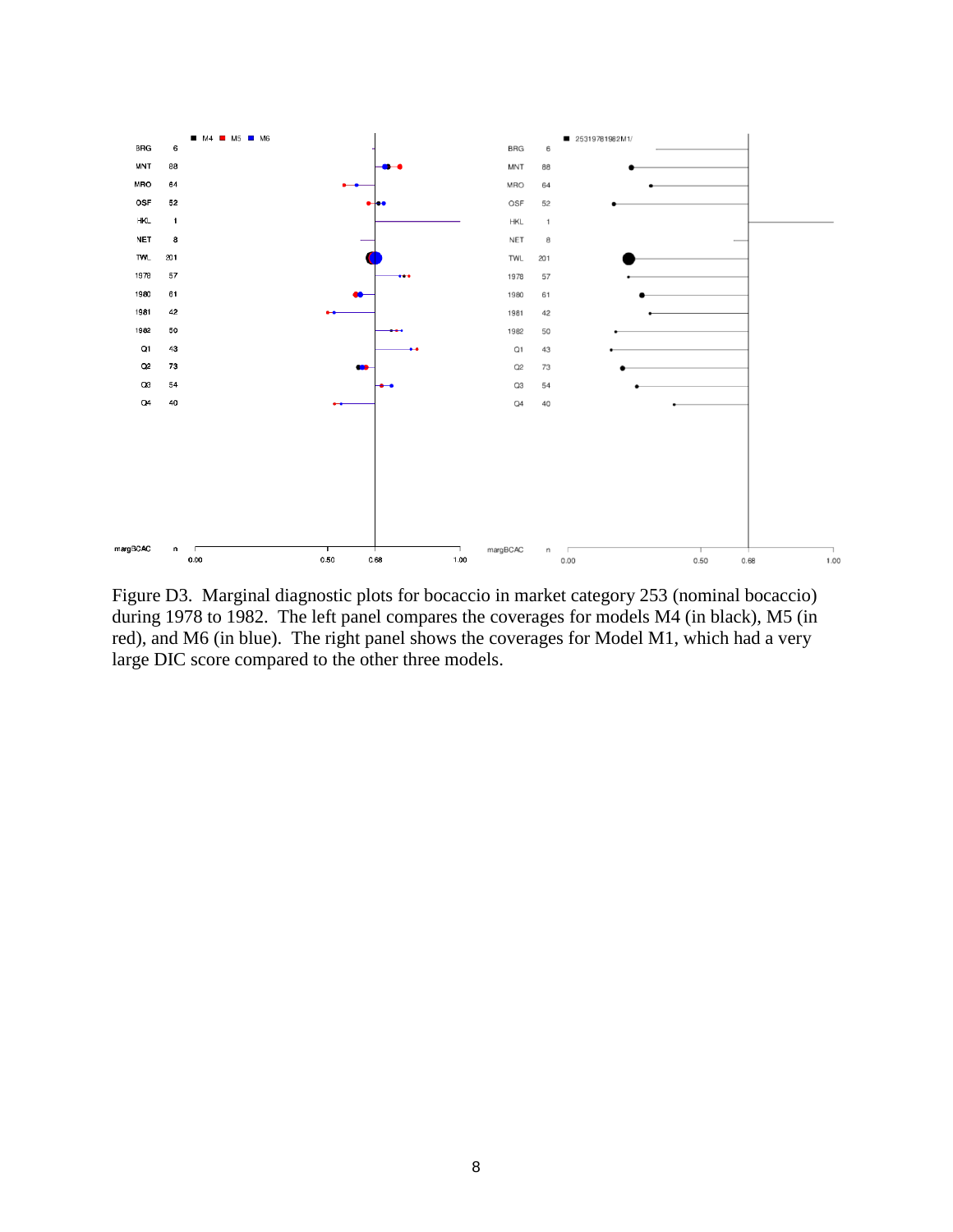Figure D3. Marginal diagnostic plots for bocaccio in market category 253 (nominal bocaccio) during 1978 to 1982. The left panel compares the coverages for models M4 (in black), M5 (in red), and M6 (in blue). The right panel shows the coverages for Model M1, which had a very large DIC score compared to the other three models.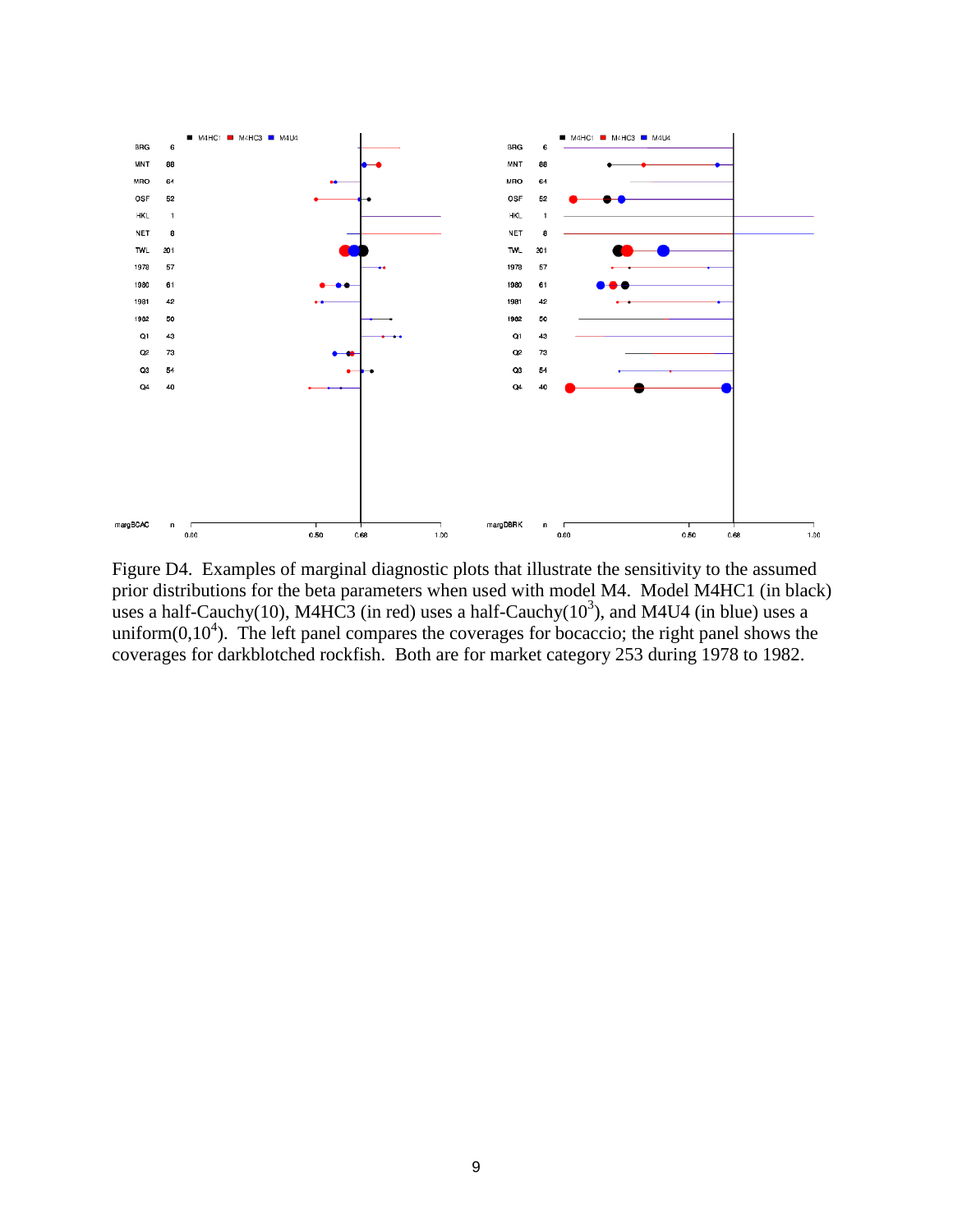Figure D4. Examples of marginal diagnostic plots that illustrate the sensitivity to the assumed prior distributions for the beta parameters when used with model M4. Model M4HC1 (in black) uses a half-Cauchy(10), M4HC3 (in red) uses a half-Cauchy($10^3$), and M4U4 (in blue) uses a uniform($0,10^4$). The left panel compares the coverages for bocaccio; the right panel shows the coverages for darkblotched rockfish. Both are for market category 253 during 1978 to 1982.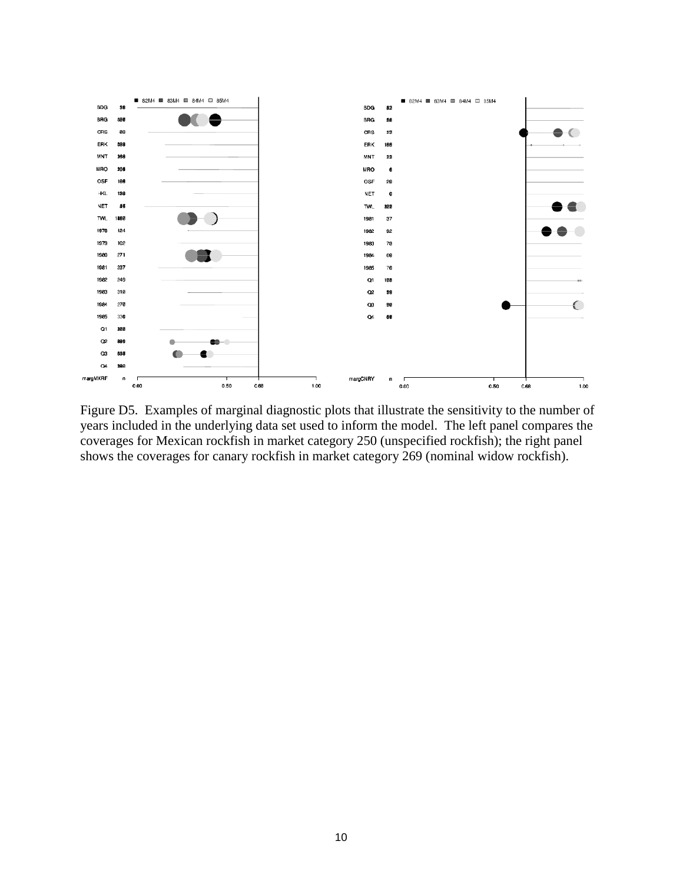Figure D5. Examples of marginal diagnostic plots that illustrate the sensitivity to the number of years included in the underlying data set used to inform the model. The left panel compares the coverages for Mexican rockfish in market category 250 (unspecified rockfish); the right panel shows the coverages for canary rockfish in market category 269 (nominal widow rockfish).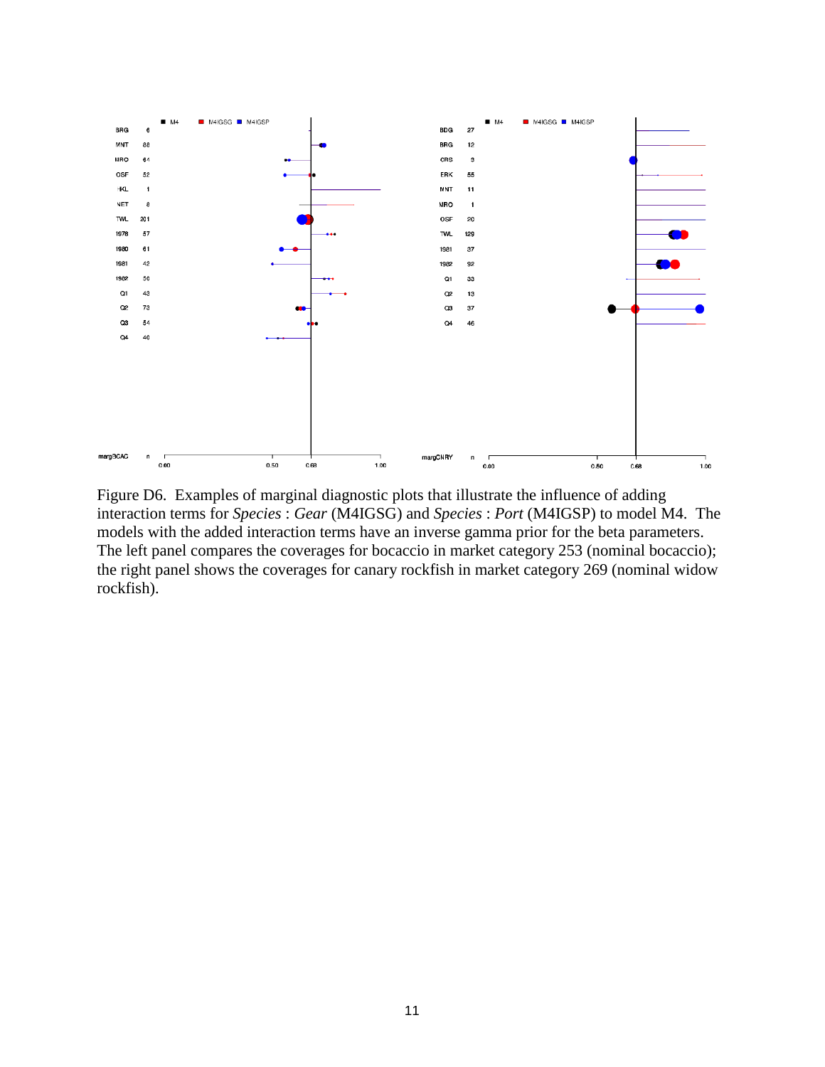Figure D6. Examples of marginal diagnostic plots that illustrate the influence of adding interaction terms for *Species* : *Gear* (M4IGSG) and *Species* : *Port* (M4IGSP) to model M4. The models with the added interaction terms have an inverse gamma prior for the beta parameters. The left panel compares the coverages for bocaccio in market category 253 (nominal bocaccio); the right panel shows the coverages for canary rockfish in market category 269 (nominal widow rockfish).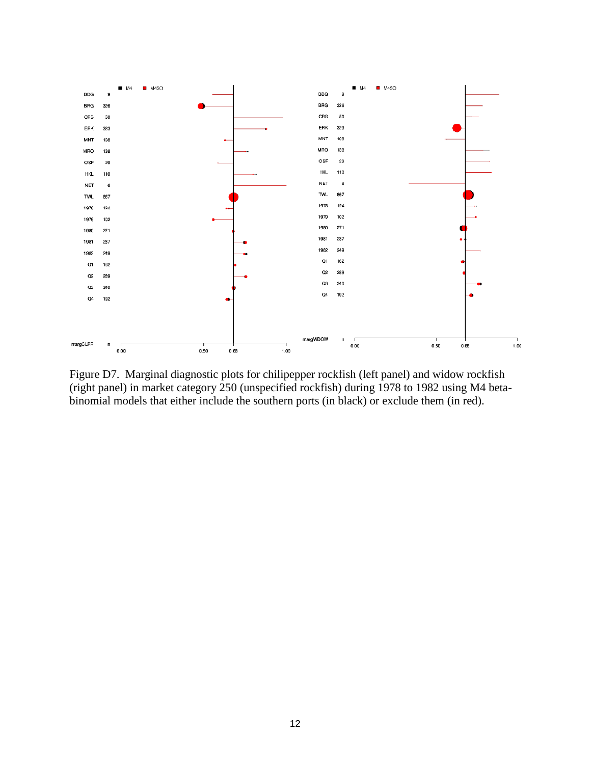Figure D7. Marginal diagnostic plots for chilipepper rockfish (left panel) and widow rockfish (right panel) in market category 250 (unspecified rockfish) during 1978 to 1982 using M4 beta-binomial models that either include the southern ports (in black) or exclude them (in red).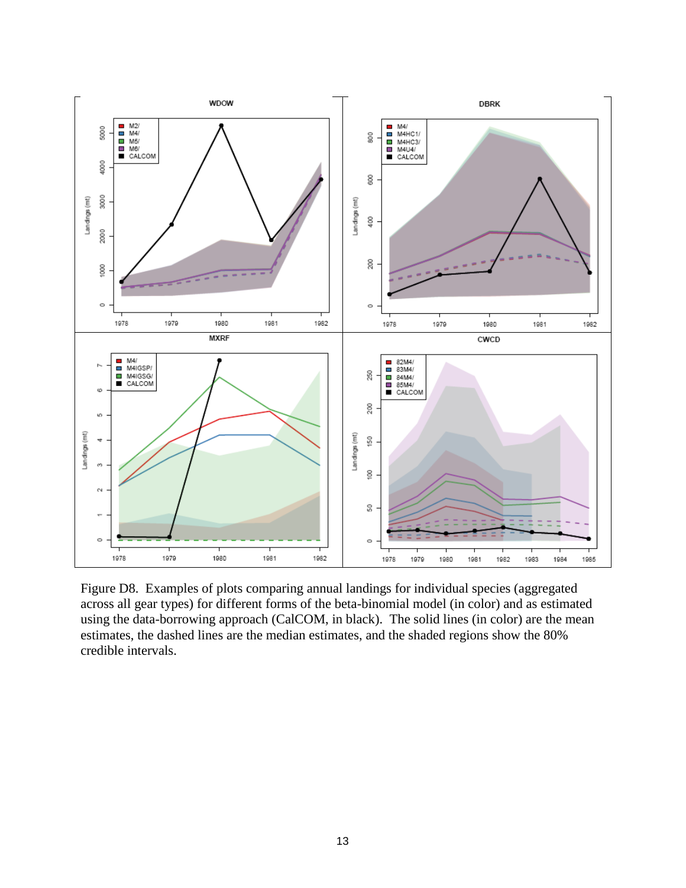Figure D8. Examples of plots comparing annual landings for individual species (aggregated across all gear types) for different forms of the beta-binomial model (in color) and as estimated using the data-borrowing approach (CalCOM, in black). The solid lines (in color) are the mean estimates, the dashed lines are the median estimates, and the shaded regions show the 80% credible intervals.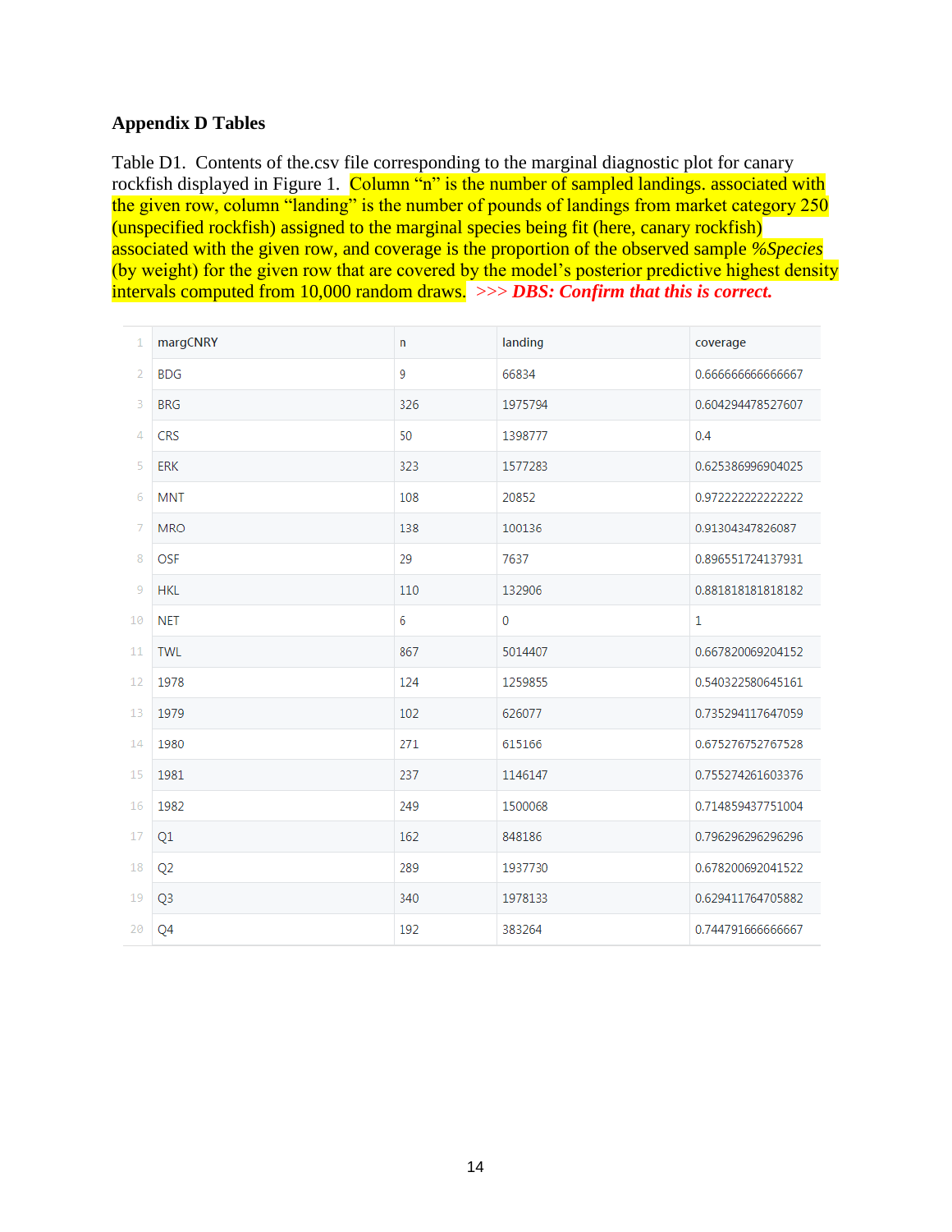## Appendix D Tables

Table D1. Contents of the.csv file corresponding to the marginal diagnostic plot for canary rockfish displayed in Figure 1. Column “n” is the number of sampled landings. associated with the given row, column “landing” is the number of pounds of landings from market category 250 (unspecified rockfish) assigned to the marginal species being fit (here, canary rockfish) associated with the given row, and coverage is the proportion of the observed sample *%Species* (by weight) for the given row that are covered by the model’s posterior predictive highest density intervals computed from 10,000 random draws. ***>>> DBS: Confirm that this is correct.***

| | margCNRY | n | landing | coverage |
|---|---|---|---|---|
| 2 | BDG | 9 | 66834 | 0.666666666666667 |
| 3 | BRG | 326 | 1975794 | 0.604294478527607 |
| 4 | CRS | 50 | 1398777 | 0.4 |
| 5 | ERK | 323 | 1577283 | 0.625386996904025 |
| 6 | MNT | 108 | 20852 | 0.972222222222222 |
| 7 | MRO | 138 | 100136 | 0.91304347826087 |
| 8 | OSF | 29 | 7637 | 0.896551724137931 |
| 9 | HKL | 110 | 132906 | 0.881818181818182 |
| 10 | NET | 6 | 0 | 1 |
| 11 | TWL | 867 | 5014407 | 0.667820069204152 |
| 12 | 1978 | 124 | 1259855 | 0.540322580645161 |
| 13 | 1979 | 102 | 626077 | 0.735294117647059 |
| 14 | 1980 | 271 | 615166 | 0.675276752767528 |
| 15 | 1981 | 237 | 1146147 | 0.755274261603376 |
| 16 | 1982 | 249 | 1500068 | 0.714859437751004 |
| 17 | Q1 | 162 | 848186 | 0.796296296296296 |
| 18 | Q2 | 289 | 1937730 | 0.678200692041522 |
| 19 | Q3 | 340 | 1978133 | 0.629411764705882 |
| 20 | Q4 | 192 | 383264 | 0.744791666666667 |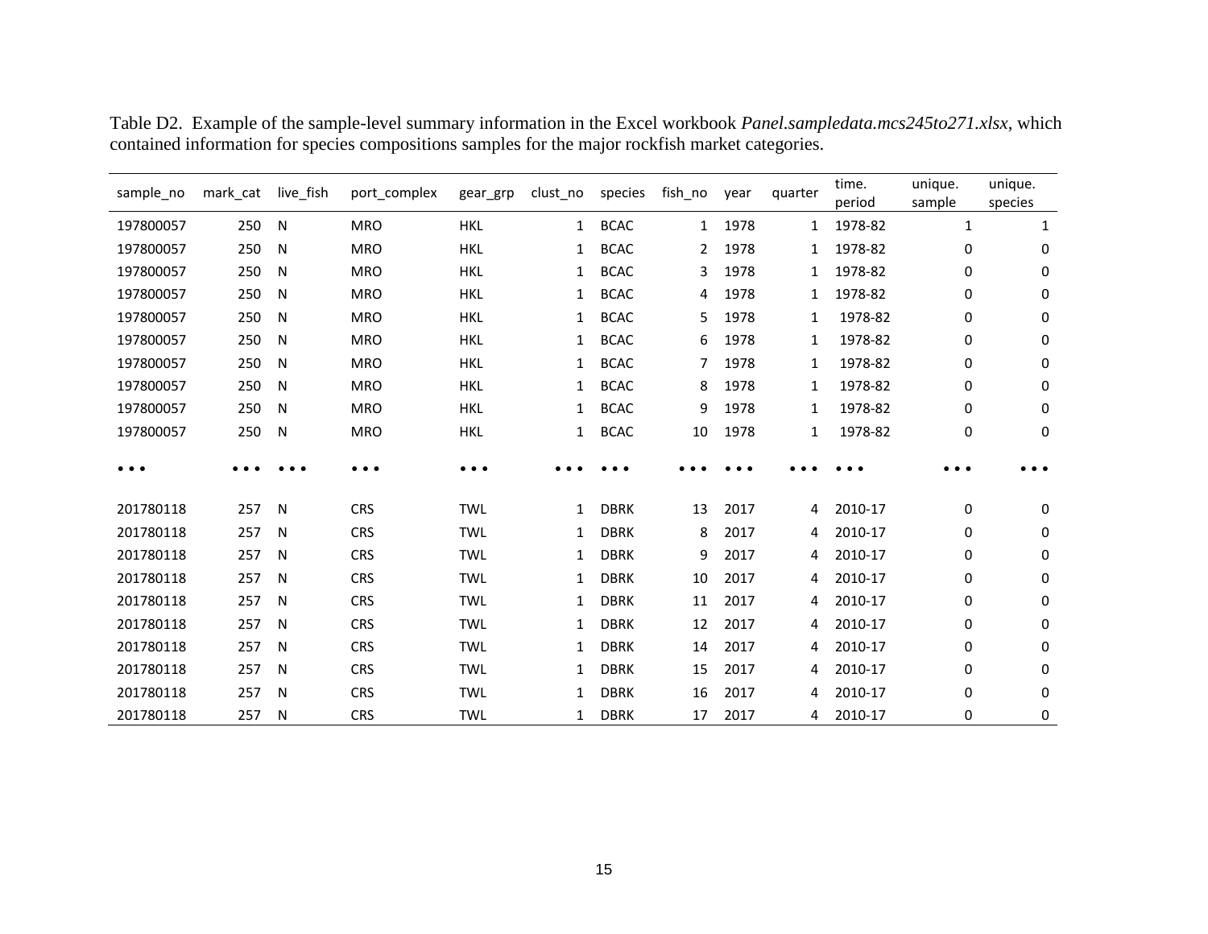Table D2. Example of the sample-level summary information in the Excel workbook *Panel.sampledata.mcs245to271.xlsx*, which contained information for species compositions samples for the major rockfish market categories.

| sample_no | mark_cat | live_fish | port_complex | gear_grp | clust_no | species | fish_no | year | quarter | time. period | unique. sample | unique. species |
|---|---|---|---|---|---|---|---|---|---|---|---|---|
| 197800057 | 250 | N | MRO | HKL | 1 | BCAC | 1 | 1978 | 1 | 1978-82 | 1 | 1 |
| 197800057 | 250 | N | MRO | HKL | 1 | BCAC | 2 | 1978 | 1 | 1978-82 | 0 | 0 |
| 197800057 | 250 | N | MRO | HKL | 1 | BCAC | 3 | 1978 | 1 | 1978-82 | 0 | 0 |
| 197800057 | 250 | N | MRO | HKL | 1 | BCAC | 4 | 1978 | 1 | 1978-82 | 0 | 0 |
| 197800057 | 250 | N | MRO | HKL | 1 | BCAC | 5 | 1978 | 1 | 1978-82 | 0 | 0 |
| 197800057 | 250 | N | MRO | HKL | 1 | BCAC | 6 | 1978 | 1 | 1978-82 | 0 | 0 |
| 197800057 | 250 | N | MRO | HKL | 1 | BCAC | 7 | 1978 | 1 | 1978-82 | 0 | 0 |
| 197800057 | 250 | N | MRO | HKL | 1 | BCAC | 8 | 1978 | 1 | 1978-82 | 0 | 0 |
| 197800057 | 250 | N | MRO | HKL | 1 | BCAC | 9 | 1978 | 1 | 1978-82 | 0 | 0 |
| 197800057 | 250 | N | MRO | HKL | 1 | BCAC | 10 | 1978 | 1 | 1978-82 | 0 | 0 |
| • • • | • • • | • • • | • • • | • • • | • • • | • • • | • • • | • • • | • • • | • • • | • • • | • • • |
| 201780118 | 257 | N | CRS | TWL | 1 | DBRK | 13 | 2017 | 4 | 2010-17 | 0 | 0 |
| 201780118 | 257 | N | CRS | TWL | 1 | DBRK | 8 | 2017 | 4 | 2010-17 | 0 | 0 |
| 201780118 | 257 | N | CRS | TWL | 1 | DBRK | 9 | 2017 | 4 | 2010-17 | 0 | 0 |
| 201780118 | 257 | N | CRS | TWL | 1 | DBRK | 10 | 2017 | 4 | 2010-17 | 0 | 0 |
| 201780118 | 257 | N | CRS | TWL | 1 | DBRK | 11 | 2017 | 4 | 2010-17 | 0 | 0 |
| 201780118 | 257 | N | CRS | TWL | 1 | DBRK | 12 | 2017 | 4 | 2010-17 | 0 | 0 |
| 201780118 | 257 | N | CRS | TWL | 1 | DBRK | 14 | 2017 | 4 | 2010-17 | 0 | 0 |
| 201780118 | 257 | N | CRS | TWL | 1 | DBRK | 15 | 2017 | 4 | 2010-17 | 0 | 0 |
| 201780118 | 257 | N | CRS | TWL | 1 | DBRK | 16 | 2017 | 4 | 2010-17 | 0 | 0 |
| 201780118 | 257 | N | CRS | TWL | 1 | DBRK | 17 | 2017 | 4 | 2010-17 | 0 | 0 |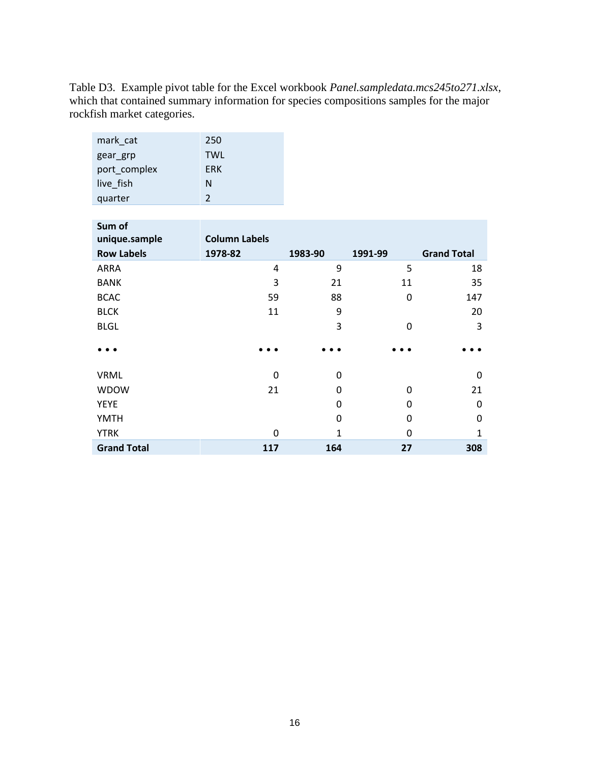Table D3. Example pivot table for the Excel workbook *Panel.sampledata.mcs245to271.xlsx*, which that contained summary information for species compositions samples for the major rockfish market categories.

| | |
|---|---|
| mark_cat | 250 |
| gear_grp | TWL |
| port_complex | ERK |
| live_fish | N |
| quarter | 2 |

| Sum of unique.sample | Column Labels | | | |
|---|---|---|---|---|
| **Row Labels** | **1978-82** | **1983-90** | **1991-99** | **Grand Total** |
| ARRA | 4 | 9 | 5 | 18 |
| BANK | 3 | 21 | 11 | 35 |
| BCAC | 59 | 88 | 0 | 147 |
| BLCK | 11 | 9 | | 20 |
| BLGL | | 3 | 0 | 3 |
| • • • | • • • | • • • | • • • | • • • |
| VRML | 0 | 0 | | 0 |
| WDOW | 21 | 0 | 0 | 21 |
| YEYE | | 0 | 0 | 0 |
| YMTH | | 0 | 0 | 0 |
| YTRK | 0 | 1 | 0 | 1 |
| **Grand Total** | **117** | **164** | **27** | **308** |